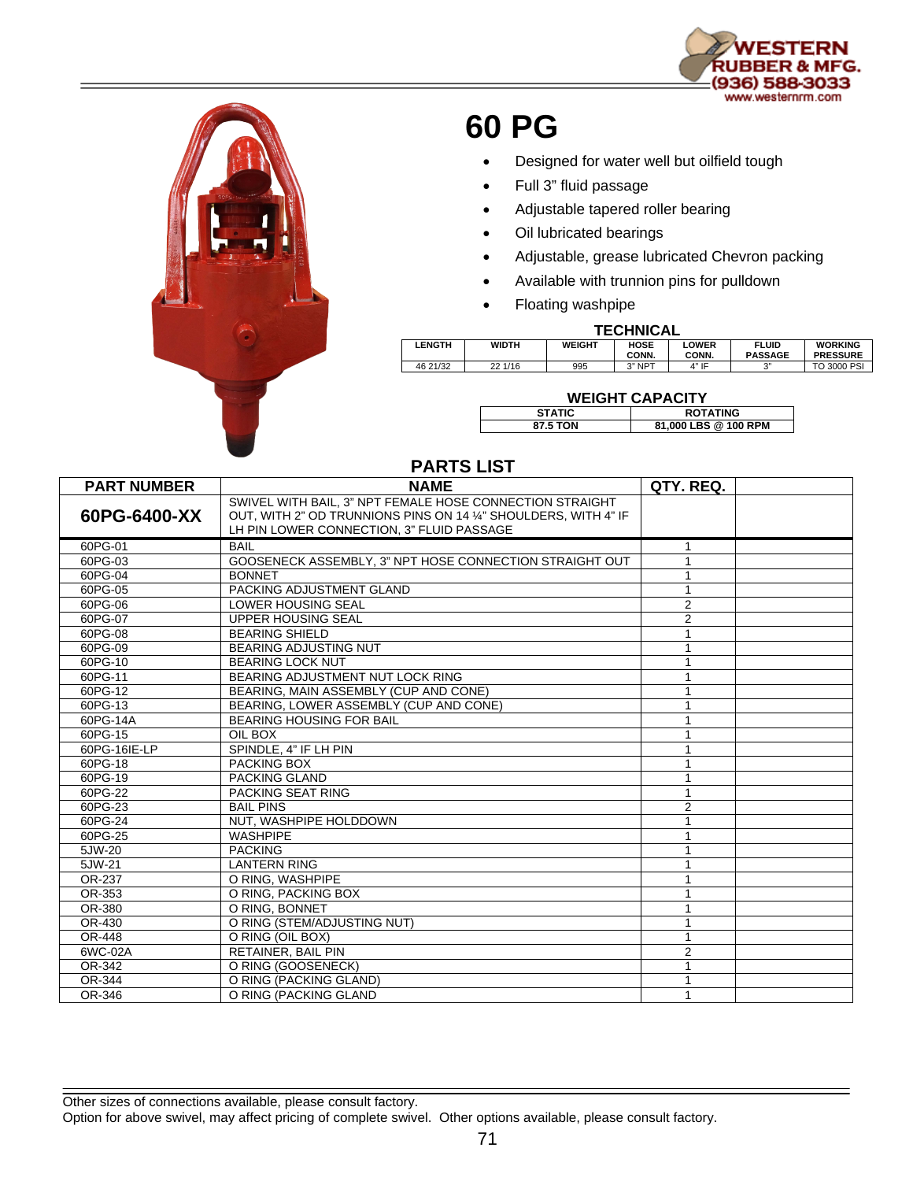# 60 PG

- Designed for water well but oilfield tough
- Full 3" fluid passage
- Adjustable tapered roller bearing
- Oil lubricated bearings
- Adjustable, grease lubricated Chevron packing
- Available with trunnion pins for pulldown
- Floating washpipe

## TECHNICAL

| LENGTH | WIDTH | WEIGHT | HOSE CONN. | LOWER CONN. | FLUID PASSAGE | WORKING PRESSURE |
|---|---|---|---|---|---|---|
| 46 21/32 | 22 1/16 | 995 | 3" NPT | 4" IF | 3" | TO 3000 PSI |

## WEIGHT CAPACITY

| STATIC | ROTATING |
|---|---|
| 87.5 TON | 81,000 LBS @ 100 RPM |

## PARTS LIST

| PART NUMBER | NAME | QTY. REQ. | |
|---|---|---|---|
| **60PG-6400-XX** | SWIVEL WITH BAIL, 3" NPT FEMALE HOSE CONNECTION STRAIGHT OUT, WITH 2" OD TRUNNIONS PINS ON 14 ¼" SHOULDERS, WITH 4" IF LH PIN LOWER CONNECTION, 3" FLUID PASSAGE | | |
| 60PG-01 | BAIL | 1 | |
| 60PG-03 | GOOSENECK ASSEMBLY, 3" NPT HOSE CONNECTION STRAIGHT OUT | 1 | |
| 60PG-04 | BONNET | 1 | |
| 60PG-05 | PACKING ADJUSTMENT GLAND | 1 | |
| 60PG-06 | LOWER HOUSING SEAL | 2 | |
| 60PG-07 | UPPER HOUSING SEAL | 2 | |
| 60PG-08 | BEARING SHIELD | 1 | |
| 60PG-09 | BEARING ADJUSTING NUT | 1 | |
| 60PG-10 | BEARING LOCK NUT | 1 | |
| 60PG-11 | BEARING ADJUSTMENT NUT LOCK RING | 1 | |
| 60PG-12 | BEARING, MAIN ASSEMBLY (CUP AND CONE) | 1 | |
| 60PG-13 | BEARING, LOWER ASSEMBLY (CUP AND CONE) | 1 | |
| 60PG-14A | BEARING HOUSING FOR BAIL | 1 | |
| 60PG-15 | OIL BOX | 1 | |
| 60PG-16IE-LP | SPINDLE, 4" IF LH PIN | 1 | |
| 60PG-18 | PACKING BOX | 1 | |
| 60PG-19 | PACKING GLAND | 1 | |
| 60PG-22 | PACKING SEAT RING | 1 | |
| 60PG-23 | BAIL PINS | 2 | |
| 60PG-24 | NUT, WASHPIPE HOLDDOWN | 1 | |
| 60PG-25 | WASHPIPE | 1 | |
| 5JW-20 | PACKING | 1 | |
| 5JW-21 | LANTERN RING | 1 | |
| OR-237 | O RING, WASHPIPE | 1 | |
| OR-353 | O RING, PACKING BOX | 1 | |
| OR-380 | O RING, BONNET | 1 | |
| OR-430 | O RING (STEM/ADJUSTING NUT) | 1 | |
| OR-448 | O RING (OIL BOX) | 1 | |
| 6WC-02A | RETAINER, BAIL PIN | 2 | |
| OR-342 | O RING (GOOSENECK) | 1 | |
| OR-344 | O RING (PACKING GLAND) | 1 | |
| OR-346 | O RING (PACKING GLAND | 1 | |

Other sizes of connections available, please consult factory.
Option for above swivel, may affect pricing of complete swivel. Other options available, please consult factory.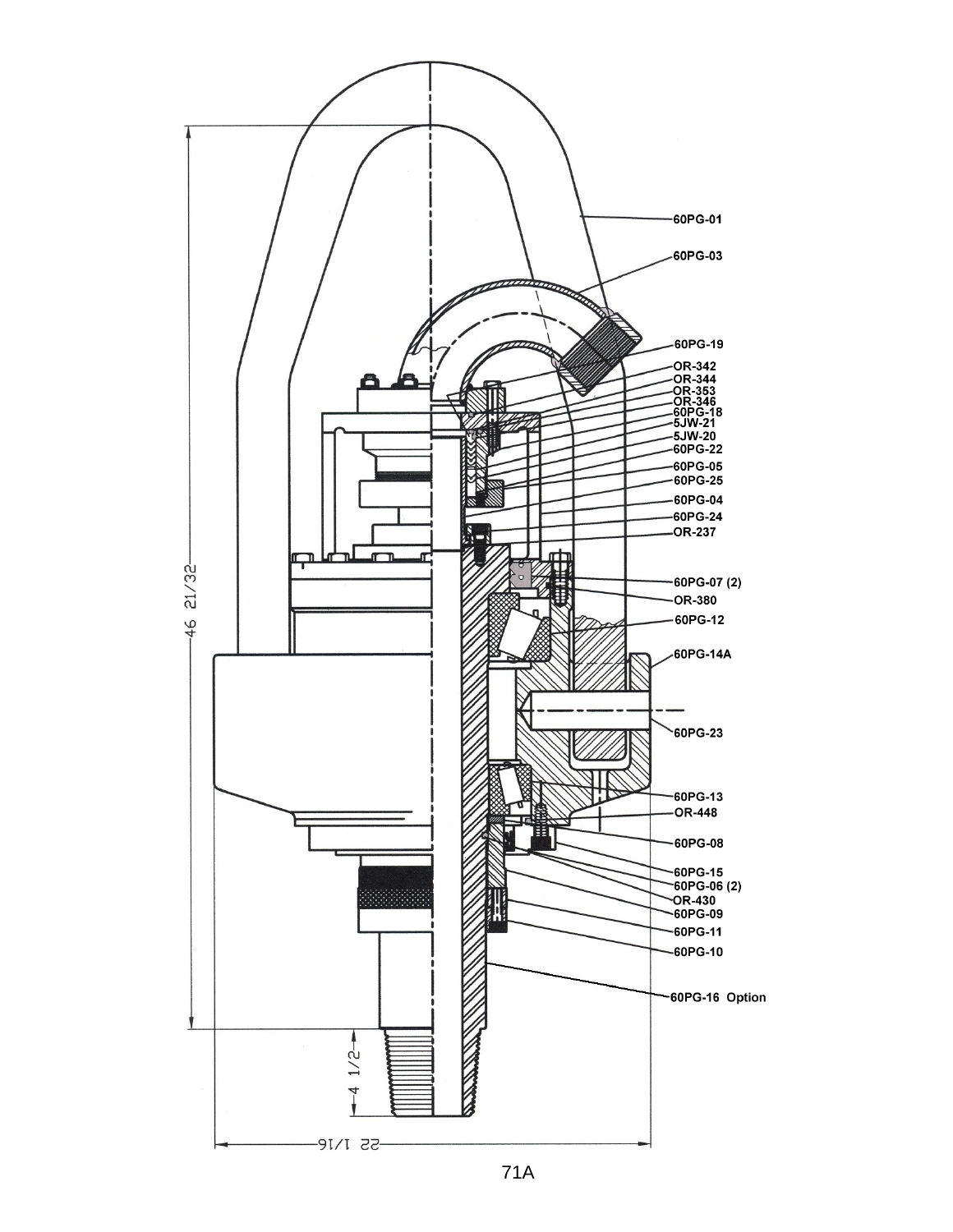60PG-01

60PG-03

60PG-19

OR-342

OR-344

OR-353

OR-346

60PG-18

5JW-21

5JW-20

60PG-22

60PG-05

60PG-25

60PG-04

60PG-24

OR-237

60PG-07 (2)

OR-380

60PG-12

60PG-14A

60PG-23

60PG-13

OR-448

60PG-08

60PG-15

60PG-06 (2)

OR-430

60PG-09

60PG-11

60PG-10

60PG-16 Option

46 21/32

4 1/2

22 1/16

71A